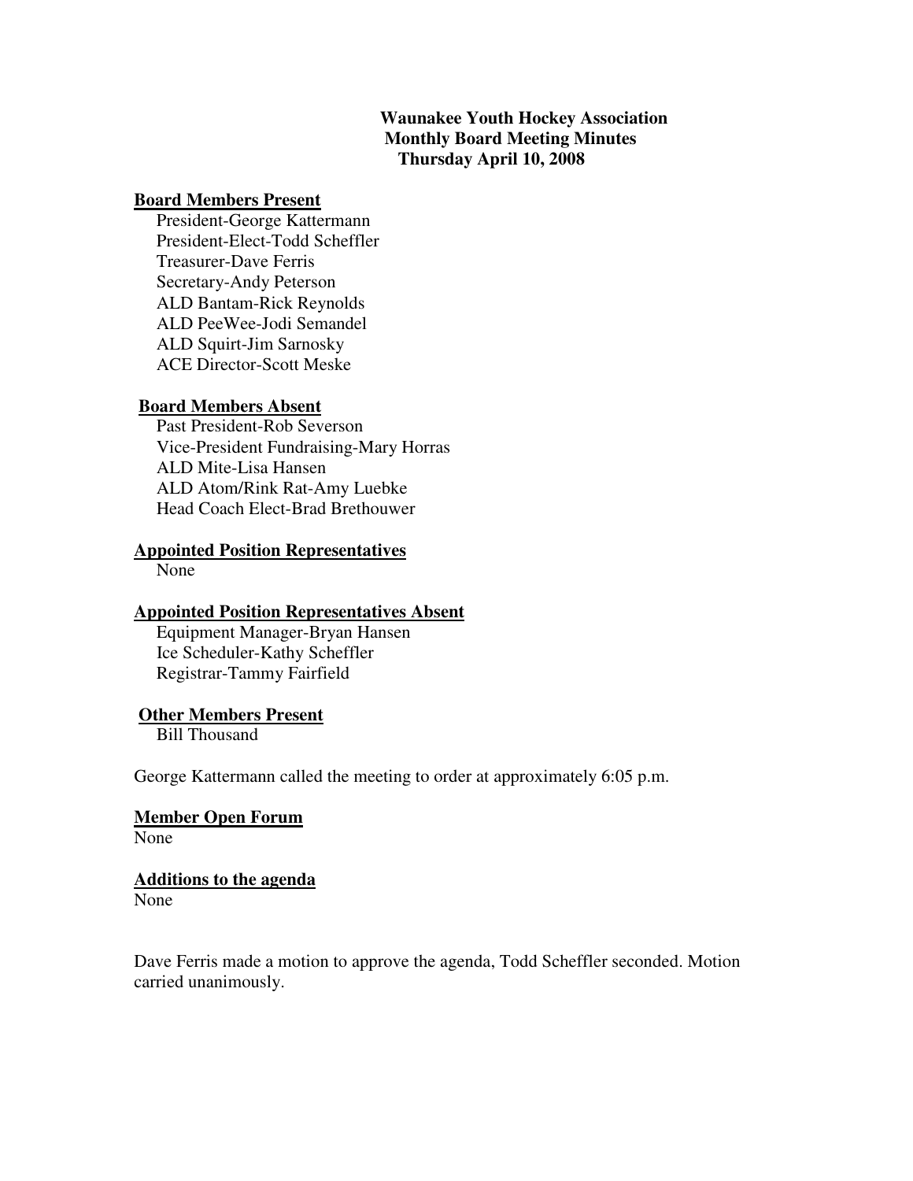**Waunakee Youth Hockey Association**
**Monthly Board Meeting Minutes**
**Thursday April 10, 2008**

**Board Members Present**

President-George Kattermann
President-Elect-Todd Scheffler
Treasurer-Dave Ferris
Secretary-Andy Peterson
ALD Bantam-Rick Reynolds
ALD PeeWee-Jodi Semandel
ALD Squirt-Jim Sarnosky
ACE Director-Scott Meske

**Board Members Absent**

Past President-Rob Severson
Vice-President Fundraising-Mary Horras
ALD Mite-Lisa Hansen
ALD Atom/Rink Rat-Amy Luebke
Head Coach Elect-Brad Brethouwer

**Appointed Position Representatives**

None

**Appointed Position Representatives Absent**

Equipment Manager-Bryan Hansen
Ice Scheduler-Kathy Scheffler
Registrar-Tammy Fairfield

**Other Members Present**

Bill Thousand

George Kattermann called the meeting to order at approximately 6:05 p.m.

**Member Open Forum**

None

**Additions to the agenda**

None

Dave Ferris made a motion to approve the agenda, Todd Scheffler seconded. Motion carried unanimously.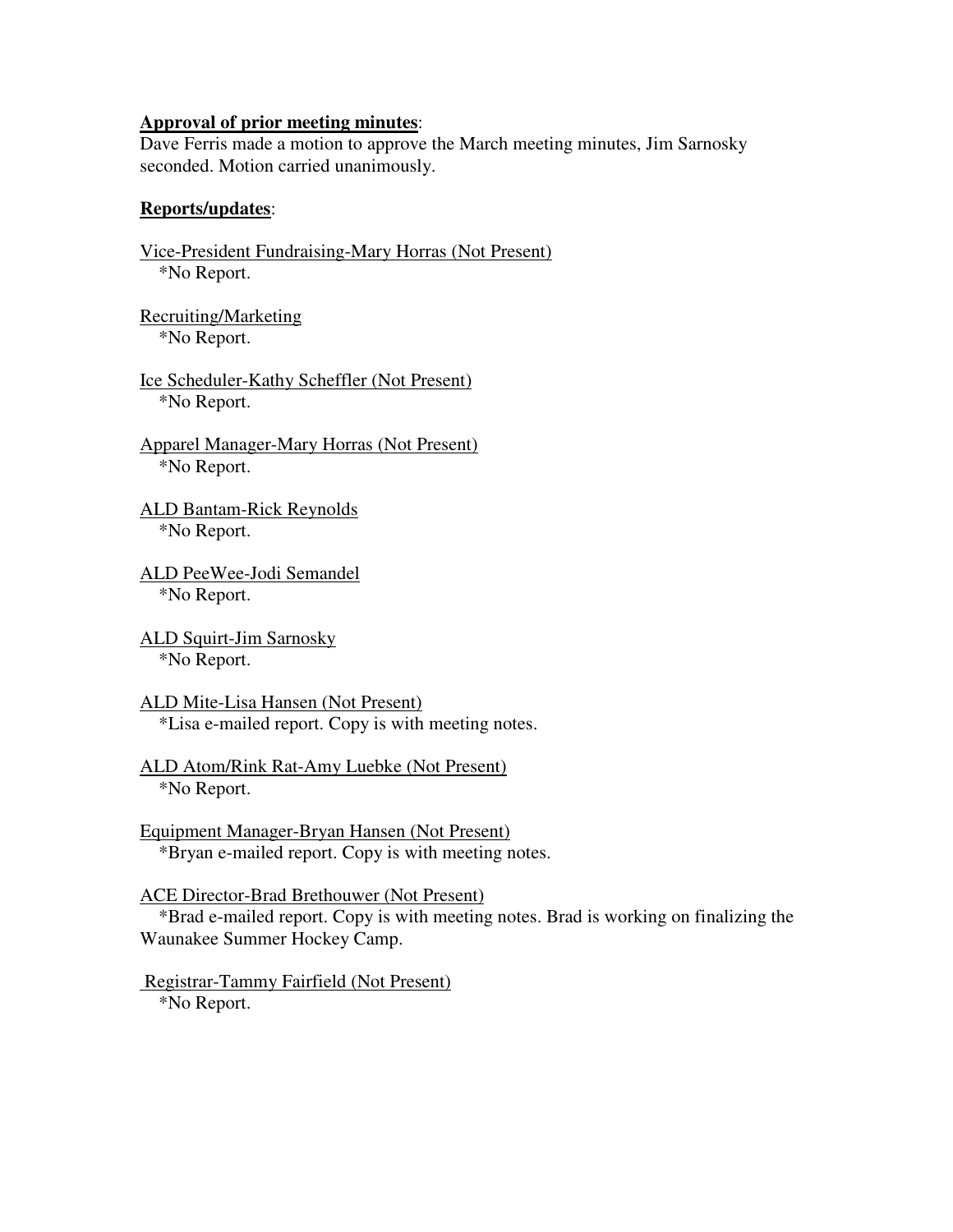**Approval of prior meeting minutes**:

Dave Ferris made a motion to approve the March meeting minutes, Jim Sarnosky seconded. Motion carried unanimously.

**Reports/updates**:

Vice-President Fundraising-Mary Horras (Not Present)

*No Report.

Recruiting/Marketing

*No Report.

Ice Scheduler-Kathy Scheffler (Not Present)

*No Report.

Apparel Manager-Mary Horras (Not Present)

*No Report.

ALD Bantam-Rick Reynolds

*No Report.

ALD PeeWee-Jodi Semandel

*No Report.

ALD Squirt-Jim Sarnosky

*No Report.

ALD Mite-Lisa Hansen (Not Present)

*Lisa e-mailed report. Copy is with meeting notes.

ALD Atom/Rink Rat-Amy Luebke (Not Present)

*No Report.

Equipment Manager-Bryan Hansen (Not Present)

*Bryan e-mailed report. Copy is with meeting notes.

ACE Director-Brad Brethouwer (Not Present)

*Brad e-mailed report. Copy is with meeting notes. Brad is working on finalizing the Waunakee Summer Hockey Camp.

Registrar-Tammy Fairfield (Not Present)

*No Report.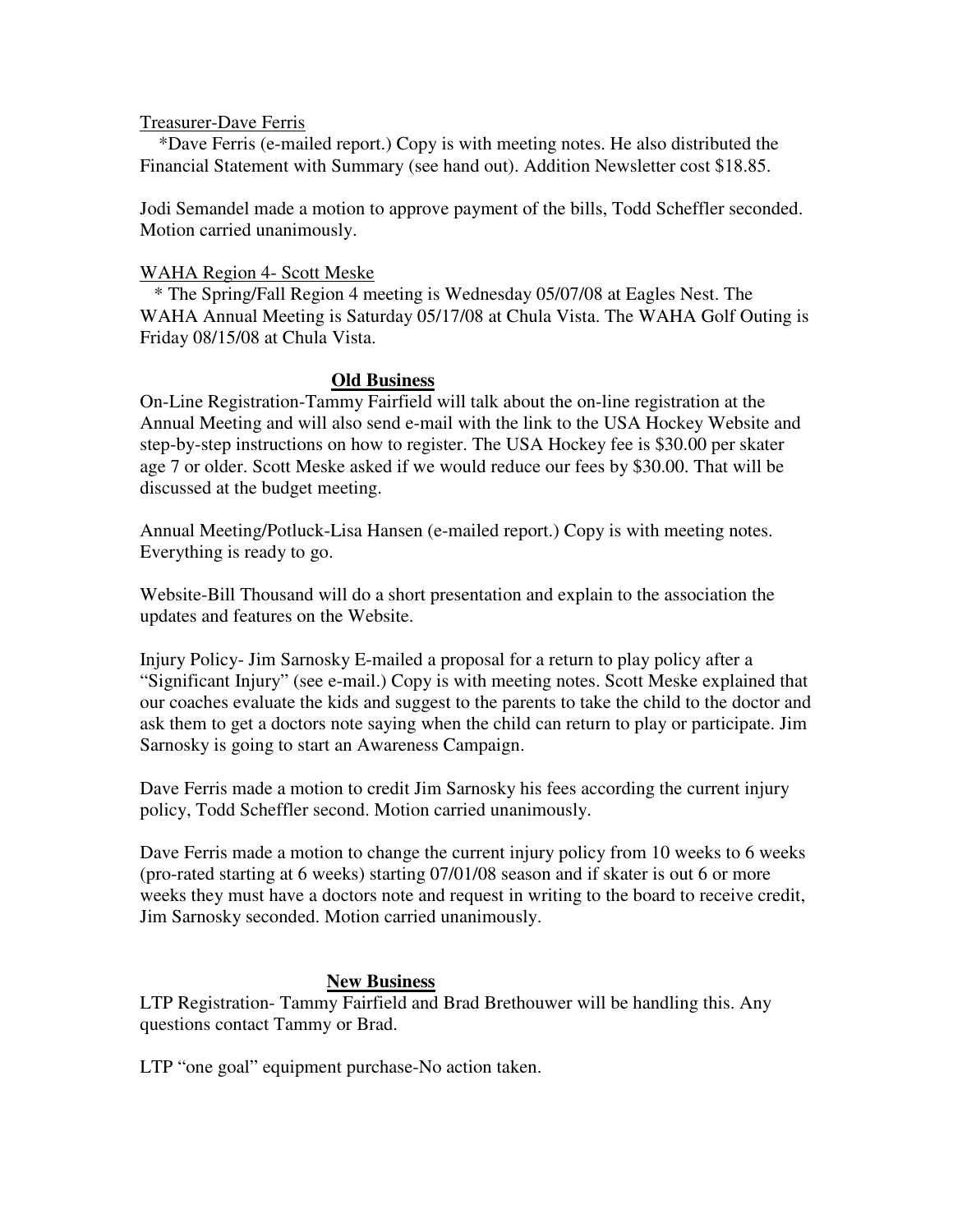Treasurer-Dave Ferris

*Dave Ferris (e-mailed report.) Copy is with meeting notes. He also distributed the Financial Statement with Summary (see hand out). Addition Newsletter cost $18.85.

Jodi Semandel made a motion to approve payment of the bills, Todd Scheffler seconded. Motion carried unanimously.

WAHA Region 4- Scott Meske

* The Spring/Fall Region 4 meeting is Wednesday 05/07/08 at Eagles Nest. The WAHA Annual Meeting is Saturday 05/17/08 at Chula Vista. The WAHA Golf Outing is Friday 08/15/08 at Chula Vista.

## Old Business

On-Line Registration-Tammy Fairfield will talk about the on-line registration at the Annual Meeting and will also send e-mail with the link to the USA Hockey Website and step-by-step instructions on how to register. The USA Hockey fee is $30.00 per skater age 7 or older. Scott Meske asked if we would reduce our fees by $30.00. That will be discussed at the budget meeting.

Annual Meeting/Potluck-Lisa Hansen (e-mailed report.) Copy is with meeting notes. Everything is ready to go.

Website-Bill Thousand will do a short presentation and explain to the association the updates and features on the Website.

Injury Policy- Jim Sarnosky E-mailed a proposal for a return to play policy after a "Significant Injury" (see e-mail.) Copy is with meeting notes. Scott Meske explained that our coaches evaluate the kids and suggest to the parents to take the child to the doctor and ask them to get a doctors note saying when the child can return to play or participate. Jim Sarnosky is going to start an Awareness Campaign.

Dave Ferris made a motion to credit Jim Sarnosky his fees according the current injury policy, Todd Scheffler second. Motion carried unanimously.

Dave Ferris made a motion to change the current injury policy from 10 weeks to 6 weeks (pro-rated starting at 6 weeks) starting 07/01/08 season and if skater is out 6 or more weeks they must have a doctors note and request in writing to the board to receive credit, Jim Sarnosky seconded. Motion carried unanimously.

## New Business

LTP Registration- Tammy Fairfield and Brad Brethouwer will be handling this. Any questions contact Tammy or Brad.

LTP "one goal" equipment purchase-No action taken.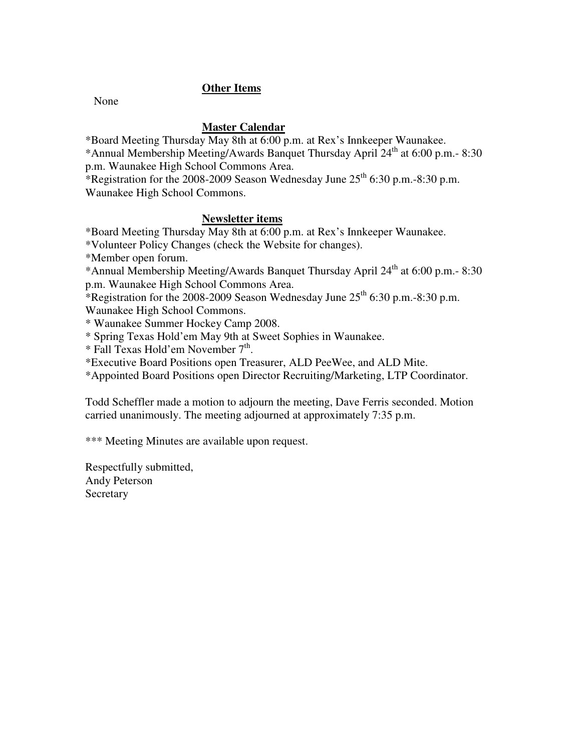**Other Items**

None

**Master Calendar**

*Board Meeting Thursday May 8th at 6:00 p.m. at Rex's Innkeeper Waunakee.
*Annual Membership Meeting/Awards Banquet Thursday April 24th at 6:00 p.m.- 8:30 p.m. Waunakee High School Commons Area.
*Registration for the 2008-2009 Season Wednesday June 25th 6:30 p.m.-8:30 p.m. Waunakee High School Commons.

**Newsletter items**

*Board Meeting Thursday May 8th at 6:00 p.m. at Rex's Innkeeper Waunakee.
*Volunteer Policy Changes (check the Website for changes).
*Member open forum.
*Annual Membership Meeting/Awards Banquet Thursday April 24th at 6:00 p.m.- 8:30 p.m. Waunakee High School Commons Area.
*Registration for the 2008-2009 Season Wednesday June 25th 6:30 p.m.-8:30 p.m. Waunakee High School Commons.
* Waunakee Summer Hockey Camp 2008.
* Spring Texas Hold'em May 9th at Sweet Sophies in Waunakee.
* Fall Texas Hold'em November 7th.
*Executive Board Positions open Treasurer, ALD PeeWee, and ALD Mite.
*Appointed Board Positions open Director Recruiting/Marketing, LTP Coordinator.

Todd Scheffler made a motion to adjourn the meeting, Dave Ferris seconded. Motion carried unanimously. The meeting adjourned at approximately 7:35 p.m.

*** Meeting Minutes are available upon request.

Respectfully submitted,
Andy Peterson
Secretary